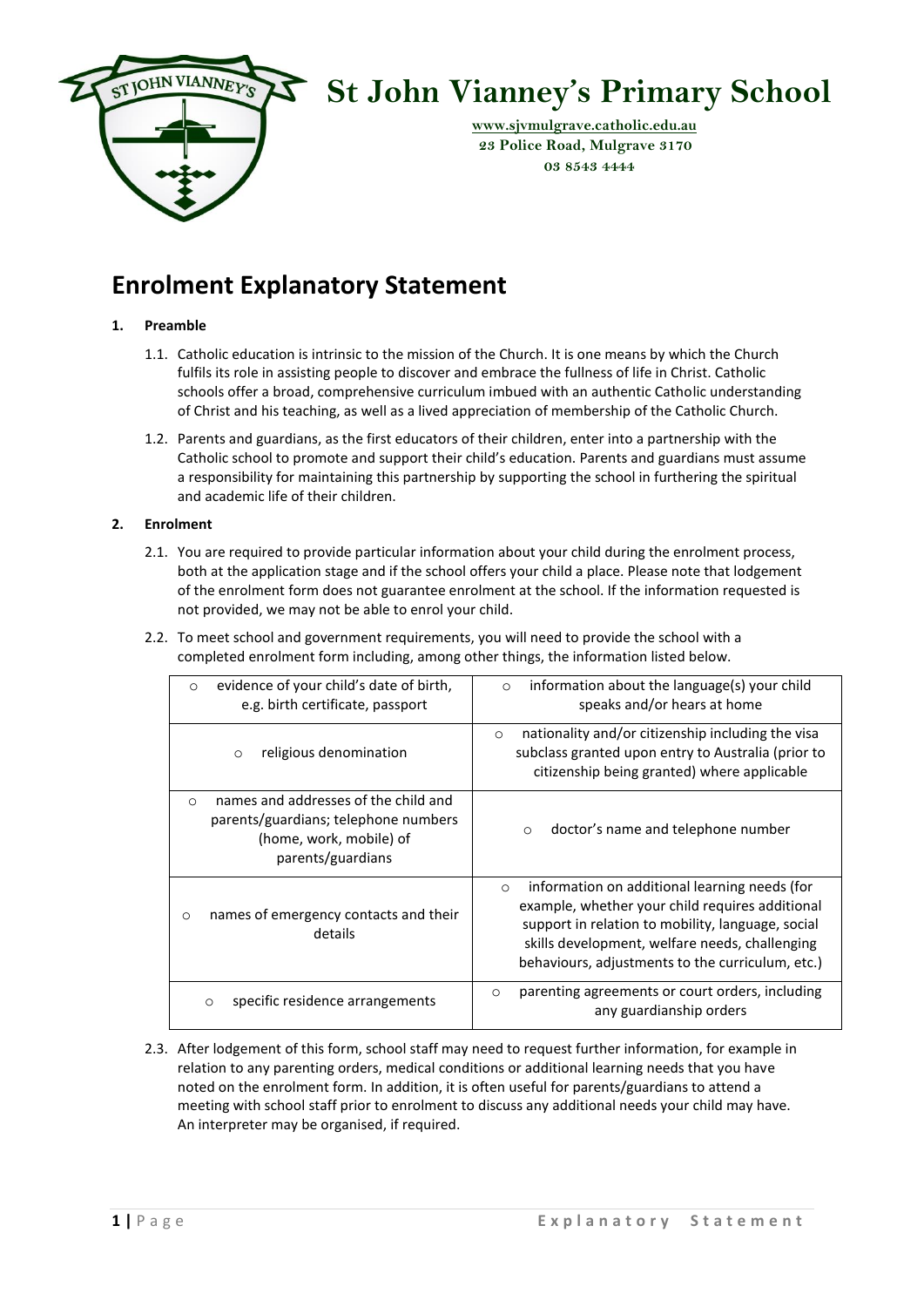# St John Vianney's Primary School

www.sjvmulgrave.catholic.edu.au
23 Police Road, Mulgrave 3170
03 8543 4444

## Enrolment Explanatory Statement

**1. Preamble**

1.1. Catholic education is intrinsic to the mission of the Church. It is one means by which the Church fulfils its role in assisting people to discover and embrace the fullness of life in Christ. Catholic schools offer a broad, comprehensive curriculum imbued with an authentic Catholic understanding of Christ and his teaching, as well as a lived appreciation of membership of the Catholic Church.

1.2. Parents and guardians, as the first educators of their children, enter into a partnership with the Catholic school to promote and support their child's education. Parents and guardians must assume a responsibility for maintaining this partnership by supporting the school in furthering the spiritual and academic life of their children.

**2. Enrolment**

2.1. You are required to provide particular information about your child during the enrolment process, both at the application stage and if the school offers your child a place. Please note that lodgement of the enrolment form does not guarantee enrolment at the school. If the information requested is not provided, we may not be able to enrol your child.

2.2. To meet school and government requirements, you will need to provide the school with a completed enrolment form including, among other things, the information listed below.

| | |
|---|---|
| ○ evidence of your child's date of birth, e.g. birth certificate, passport | ○ information about the language(s) your child speaks and/or hears at home |
| ○ religious denomination | ○ nationality and/or citizenship including the visa subclass granted upon entry to Australia (prior to citizenship being granted) where applicable |
| ○ names and addresses of the child and parents/guardians; telephone numbers (home, work, mobile) of parents/guardians | ○ doctor's name and telephone number |
| ○ names of emergency contacts and their details | ○ information on additional learning needs (for example, whether your child requires additional support in relation to mobility, language, social skills development, welfare needs, challenging behaviours, adjustments to the curriculum, etc.) |
| ○ specific residence arrangements | ○ parenting agreements or court orders, including any guardianship orders |

2.3. After lodgement of this form, school staff may need to request further information, for example in relation to any parenting orders, medical conditions or additional learning needs that you have noted on the enrolment form. In addition, it is often useful for parents/guardians to attend a meeting with school staff prior to enrolment to discuss any additional needs your child may have. An interpreter may be organised, if required.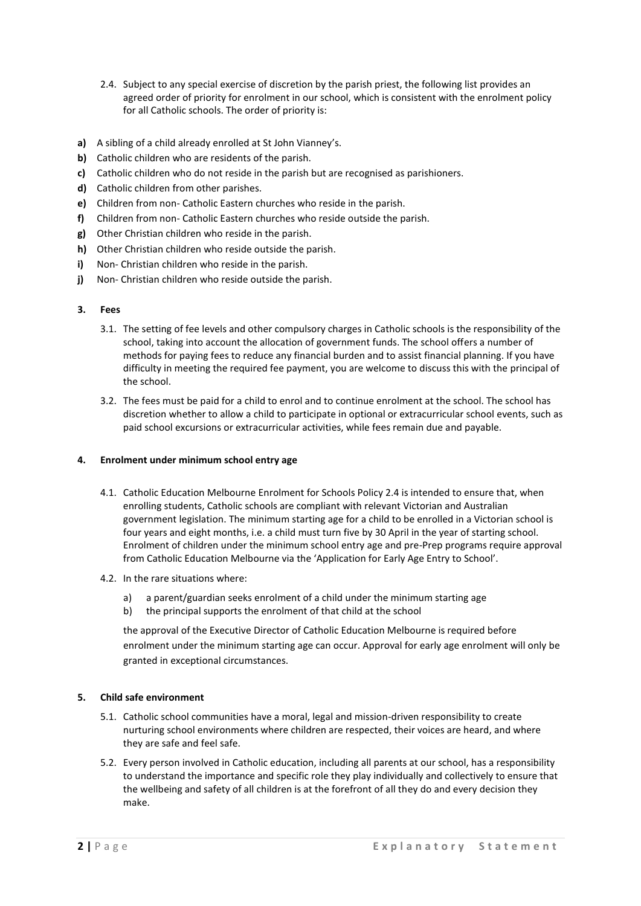2.4. Subject to any special exercise of discretion by the parish priest, the following list provides an agreed order of priority for enrolment in our school, which is consistent with the enrolment policy for all Catholic schools. The order of priority is:

**a)** A sibling of a child already enrolled at St John Vianney's.
**b)** Catholic children who are residents of the parish.
**c)** Catholic children who do not reside in the parish but are recognised as parishioners.
**d)** Catholic children from other parishes.
**e)** Children from non- Catholic Eastern churches who reside in the parish.
**f)** Children from non- Catholic Eastern churches who reside outside the parish.
**g)** Other Christian children who reside in the parish.
**h)** Other Christian children who reside outside the parish.
**i)** Non- Christian children who reside in the parish.
**j)** Non- Christian children who reside outside the parish.

**3. Fees**

3.1. The setting of fee levels and other compulsory charges in Catholic schools is the responsibility of the school, taking into account the allocation of government funds. The school offers a number of methods for paying fees to reduce any financial burden and to assist financial planning. If you have difficulty in meeting the required fee payment, you are welcome to discuss this with the principal of the school.

3.2. The fees must be paid for a child to enrol and to continue enrolment at the school. The school has discretion whether to allow a child to participate in optional or extracurricular school events, such as paid school excursions or extracurricular activities, while fees remain due and payable.

**4. Enrolment under minimum school entry age**

4.1. Catholic Education Melbourne Enrolment for Schools Policy 2.4 is intended to ensure that, when enrolling students, Catholic schools are compliant with relevant Victorian and Australian government legislation. The minimum starting age for a child to be enrolled in a Victorian school is four years and eight months, i.e. a child must turn five by 30 April in the year of starting school. Enrolment of children under the minimum school entry age and pre-Prep programs require approval from Catholic Education Melbourne via the 'Application for Early Age Entry to School'.

4.2. In the rare situations where:

a) a parent/guardian seeks enrolment of a child under the minimum starting age
b) the principal supports the enrolment of that child at the school

the approval of the Executive Director of Catholic Education Melbourne is required before enrolment under the minimum starting age can occur. Approval for early age enrolment will only be granted in exceptional circumstances.

**5. Child safe environment**

5.1. Catholic school communities have a moral, legal and mission-driven responsibility to create nurturing school environments where children are respected, their voices are heard, and where they are safe and feel safe.

5.2. Every person involved in Catholic education, including all parents at our school, has a responsibility to understand the importance and specific role they play individually and collectively to ensure that the wellbeing and safety of all children is at the forefront of all they do and every decision they make.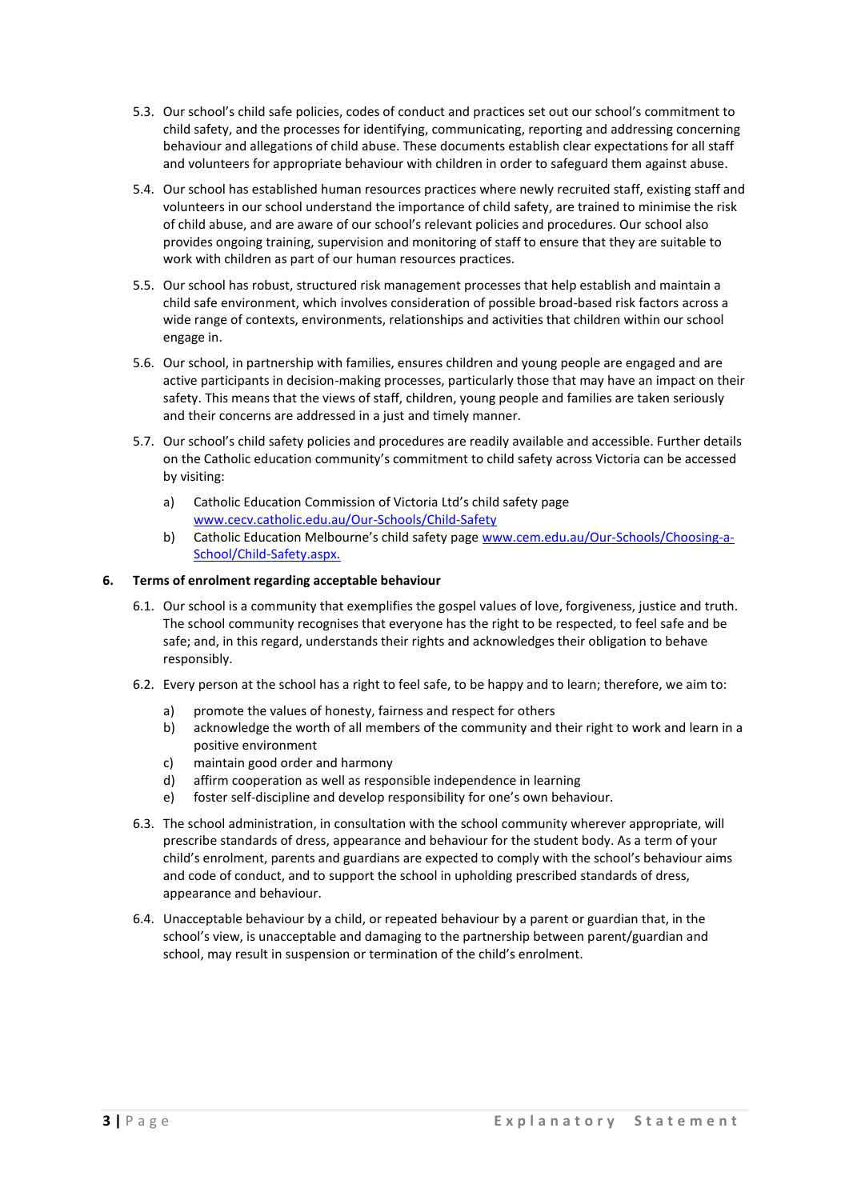5.3. Our school's child safe policies, codes of conduct and practices set out our school's commitment to child safety, and the processes for identifying, communicating, reporting and addressing concerning behaviour and allegations of child abuse. These documents establish clear expectations for all staff and volunteers for appropriate behaviour with children in order to safeguard them against abuse.

5.4. Our school has established human resources practices where newly recruited staff, existing staff and volunteers in our school understand the importance of child safety, are trained to minimise the risk of child abuse, and are aware of our school's relevant policies and procedures. Our school also provides ongoing training, supervision and monitoring of staff to ensure that they are suitable to work with children as part of our human resources practices.

5.5. Our school has robust, structured risk management processes that help establish and maintain a child safe environment, which involves consideration of possible broad-based risk factors across a wide range of contexts, environments, relationships and activities that children within our school engage in.

5.6. Our school, in partnership with families, ensures children and young people are engaged and are active participants in decision-making processes, particularly those that may have an impact on their safety. This means that the views of staff, children, young people and families are taken seriously and their concerns are addressed in a just and timely manner.

5.7. Our school's child safety policies and procedures are readily available and accessible. Further details on the Catholic education community's commitment to child safety across Victoria can be accessed by visiting:

a) Catholic Education Commission of Victoria Ltd's child safety page [www.cecv.catholic.edu.au/Our-Schools/Child-Safety](www.cecv.catholic.edu.au/Our-Schools/Child-Safety)
b) Catholic Education Melbourne's child safety page [www.cem.edu.au/Our-Schools/Choosing-a-School/Child-Safety.aspx.](www.cem.edu.au/Our-Schools/Choosing-a-School/Child-Safety.aspx)

## 6. Terms of enrolment regarding acceptable behaviour

6.1. Our school is a community that exemplifies the gospel values of love, forgiveness, justice and truth. The school community recognises that everyone has the right to be respected, to feel safe and be safe; and, in this regard, understands their rights and acknowledges their obligation to behave responsibly.

6.2. Every person at the school has a right to feel safe, to be happy and to learn; therefore, we aim to:

a) promote the values of honesty, fairness and respect for others
b) acknowledge the worth of all members of the community and their right to work and learn in a positive environment
c) maintain good order and harmony
d) affirm cooperation as well as responsible independence in learning
e) foster self-discipline and develop responsibility for one's own behaviour.

6.3. The school administration, in consultation with the school community wherever appropriate, will prescribe standards of dress, appearance and behaviour for the student body. As a term of your child's enrolment, parents and guardians are expected to comply with the school's behaviour aims and code of conduct, and to support the school in upholding prescribed standards of dress, appearance and behaviour.

6.4. Unacceptable behaviour by a child, or repeated behaviour by a parent or guardian that, in the school's view, is unacceptable and damaging to the partnership between parent/guardian and school, may result in suspension or termination of the child's enrolment.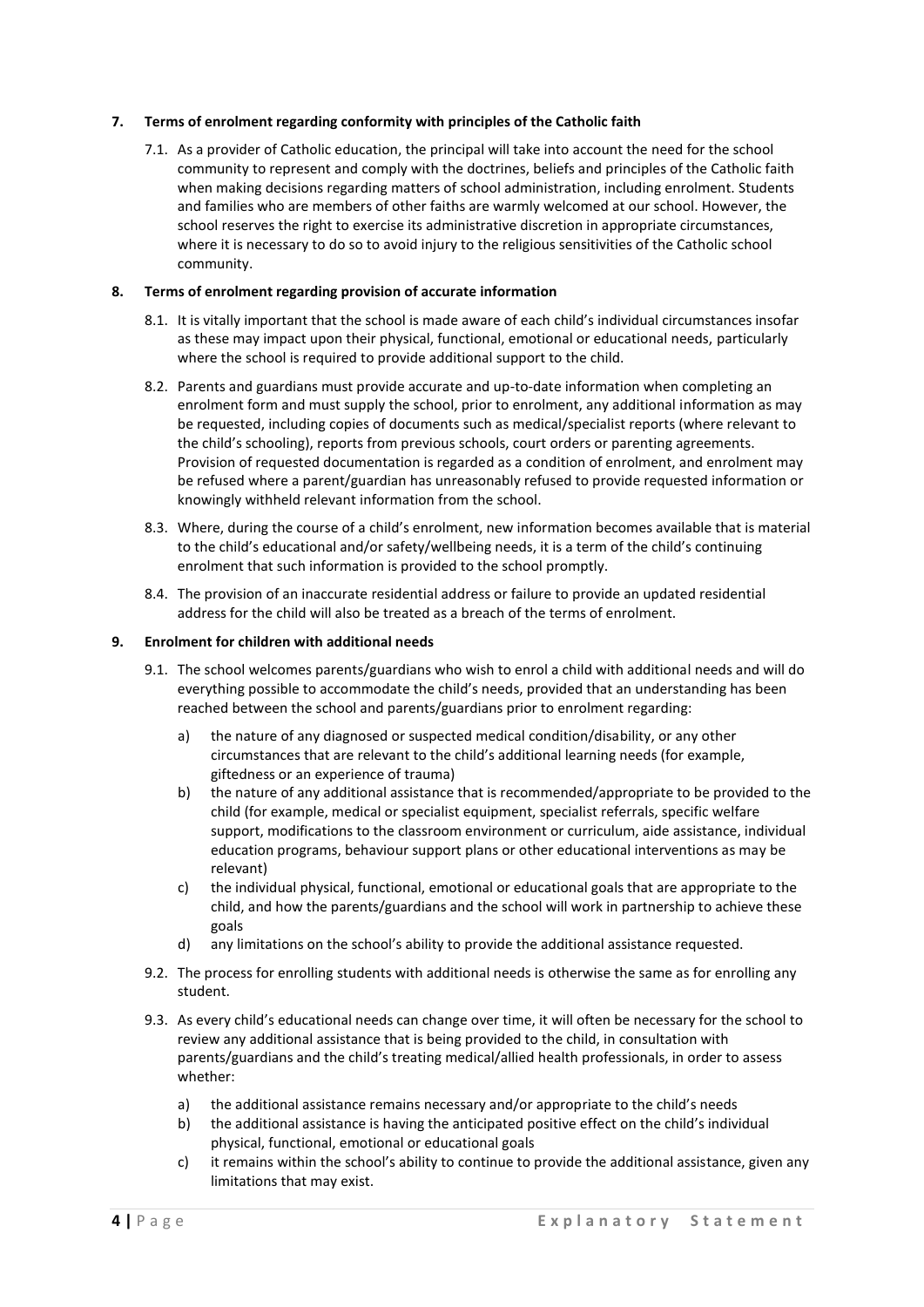**7. Terms of enrolment regarding conformity with principles of the Catholic faith**

7.1. As a provider of Catholic education, the principal will take into account the need for the school community to represent and comply with the doctrines, beliefs and principles of the Catholic faith when making decisions regarding matters of school administration, including enrolment. Students and families who are members of other faiths are warmly welcomed at our school. However, the school reserves the right to exercise its administrative discretion in appropriate circumstances, where it is necessary to do so to avoid injury to the religious sensitivities of the Catholic school community.

**8. Terms of enrolment regarding provision of accurate information**

8.1. It is vitally important that the school is made aware of each child's individual circumstances insofar as these may impact upon their physical, functional, emotional or educational needs, particularly where the school is required to provide additional support to the child.

8.2. Parents and guardians must provide accurate and up-to-date information when completing an enrolment form and must supply the school, prior to enrolment, any additional information as may be requested, including copies of documents such as medical/specialist reports (where relevant to the child's schooling), reports from previous schools, court orders or parenting agreements. Provision of requested documentation is regarded as a condition of enrolment, and enrolment may be refused where a parent/guardian has unreasonably refused to provide requested information or knowingly withheld relevant information from the school.

8.3. Where, during the course of a child's enrolment, new information becomes available that is material to the child's educational and/or safety/wellbeing needs, it is a term of the child's continuing enrolment that such information is provided to the school promptly.

8.4. The provision of an inaccurate residential address or failure to provide an updated residential address for the child will also be treated as a breach of the terms of enrolment.

**9. Enrolment for children with additional needs**

9.1. The school welcomes parents/guardians who wish to enrol a child with additional needs and will do everything possible to accommodate the child's needs, provided that an understanding has been reached between the school and parents/guardians prior to enrolment regarding:

a) the nature of any diagnosed or suspected medical condition/disability, or any other circumstances that are relevant to the child's additional learning needs (for example, giftedness or an experience of trauma)

b) the nature of any additional assistance that is recommended/appropriate to be provided to the child (for example, medical or specialist equipment, specialist referrals, specific welfare support, modifications to the classroom environment or curriculum, aide assistance, individual education programs, behaviour support plans or other educational interventions as may be relevant)

c) the individual physical, functional, emotional or educational goals that are appropriate to the child, and how the parents/guardians and the school will work in partnership to achieve these goals

d) any limitations on the school's ability to provide the additional assistance requested.

9.2. The process for enrolling students with additional needs is otherwise the same as for enrolling any student.

9.3. As every child's educational needs can change over time, it will often be necessary for the school to review any additional assistance that is being provided to the child, in consultation with parents/guardians and the child's treating medical/allied health professionals, in order to assess whether:

a) the additional assistance remains necessary and/or appropriate to the child's needs

b) the additional assistance is having the anticipated positive effect on the child's individual physical, functional, emotional or educational goals

c) it remains within the school's ability to continue to provide the additional assistance, given any limitations that may exist.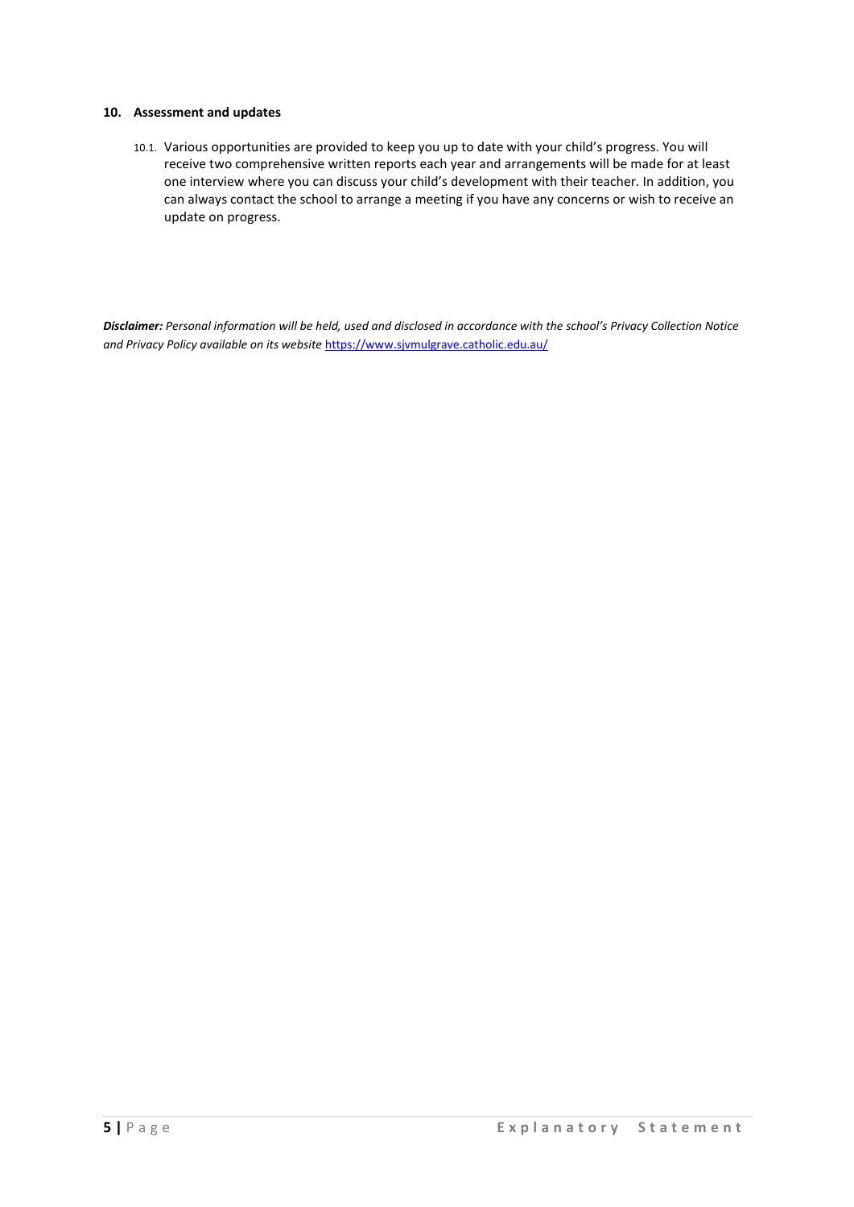## 10. Assessment and updates

10.1. Various opportunities are provided to keep you up to date with your child's progress. You will receive two comprehensive written reports each year and arrangements will be made for at least one interview where you can discuss your child's development with their teacher. In addition, you can always contact the school to arrange a meeting if you have any concerns or wish to receive an update on progress.

***Disclaimer:*** *Personal information will be held, used and disclosed in accordance with the school's Privacy Collection Notice and Privacy Policy available on its website* https://www.sjvmulgrave.catholic.edu.au/